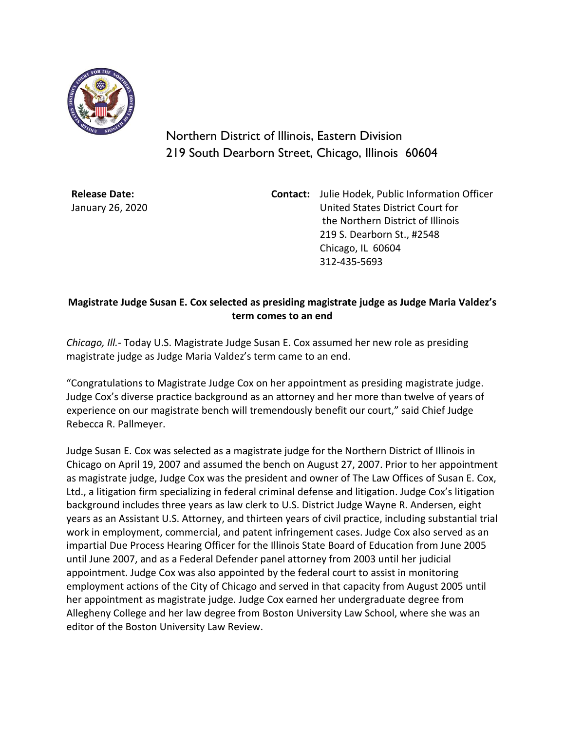Northern District of Illinois, Eastern Division
219 South Dearborn Street, Chicago, Illinois 60604

**Release Date:**
January 26, 2020

**Contact:** Julie Hodek, Public Information Officer
United States District Court for
the Northern District of Illinois
219 S. Dearborn St., #2548
Chicago, IL 60604
312-435-5693

**Magistrate Judge Susan E. Cox selected as presiding magistrate judge as Judge Maria Valdez's term comes to an end**

*Chicago, Ill.*- Today U.S. Magistrate Judge Susan E. Cox assumed her new role as presiding magistrate judge as Judge Maria Valdez's term came to an end.

"Congratulations to Magistrate Judge Cox on her appointment as presiding magistrate judge. Judge Cox's diverse practice background as an attorney and her more than twelve of years of experience on our magistrate bench will tremendously benefit our court," said Chief Judge Rebecca R. Pallmeyer.

Judge Susan E. Cox was selected as a magistrate judge for the Northern District of Illinois in Chicago on April 19, 2007 and assumed the bench on August 27, 2007. Prior to her appointment as magistrate judge, Judge Cox was the president and owner of The Law Offices of Susan E. Cox, Ltd., a litigation firm specializing in federal criminal defense and litigation. Judge Cox's litigation background includes three years as law clerk to U.S. District Judge Wayne R. Andersen, eight years as an Assistant U.S. Attorney, and thirteen years of civil practice, including substantial trial work in employment, commercial, and patent infringement cases. Judge Cox also served as an impartial Due Process Hearing Officer for the Illinois State Board of Education from June 2005 until June 2007, and as a Federal Defender panel attorney from 2003 until her judicial appointment. Judge Cox was also appointed by the federal court to assist in monitoring employment actions of the City of Chicago and served in that capacity from August 2005 until her appointment as magistrate judge. Judge Cox earned her undergraduate degree from Allegheny College and her law degree from Boston University Law School, where she was an editor of the Boston University Law Review.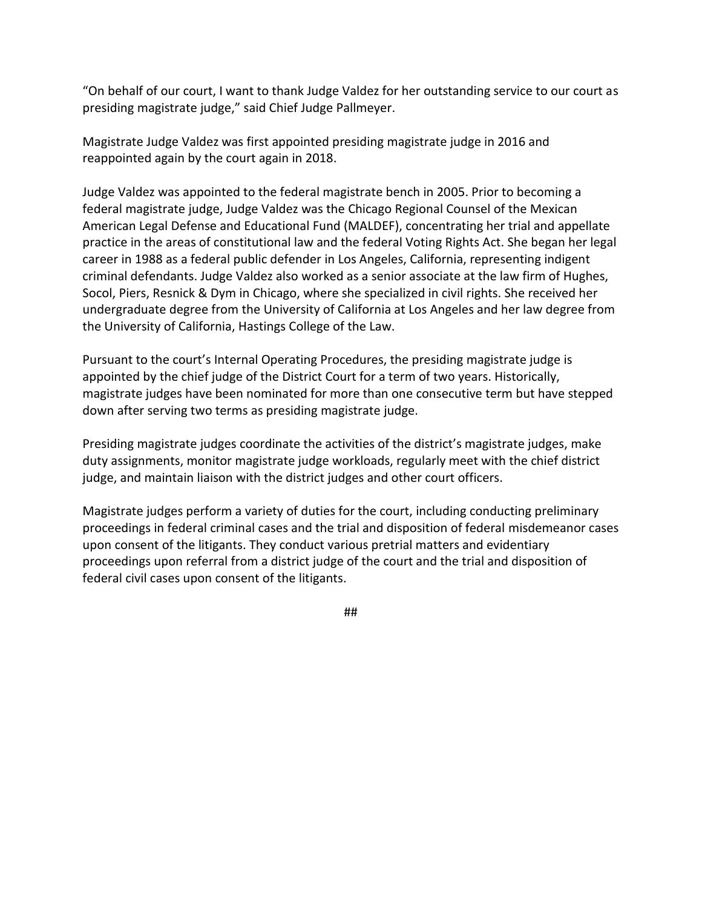"On behalf of our court, I want to thank Judge Valdez for her outstanding service to our court as presiding magistrate judge," said Chief Judge Pallmeyer.

Magistrate Judge Valdez was first appointed presiding magistrate judge in 2016 and reappointed again by the court again in 2018.

Judge Valdez was appointed to the federal magistrate bench in 2005. Prior to becoming a federal magistrate judge, Judge Valdez was the Chicago Regional Counsel of the Mexican American Legal Defense and Educational Fund (MALDEF), concentrating her trial and appellate practice in the areas of constitutional law and the federal Voting Rights Act. She began her legal career in 1988 as a federal public defender in Los Angeles, California, representing indigent criminal defendants. Judge Valdez also worked as a senior associate at the law firm of Hughes, Socol, Piers, Resnick & Dym in Chicago, where she specialized in civil rights. She received her undergraduate degree from the University of California at Los Angeles and her law degree from the University of California, Hastings College of the Law.

Pursuant to the court's Internal Operating Procedures, the presiding magistrate judge is appointed by the chief judge of the District Court for a term of two years. Historically, magistrate judges have been nominated for more than one consecutive term but have stepped down after serving two terms as presiding magistrate judge.

Presiding magistrate judges coordinate the activities of the district's magistrate judges, make duty assignments, monitor magistrate judge workloads, regularly meet with the chief district judge, and maintain liaison with the district judges and other court officers.

Magistrate judges perform a variety of duties for the court, including conducting preliminary proceedings in federal criminal cases and the trial and disposition of federal misdemeanor cases upon consent of the litigants. They conduct various pretrial matters and evidentiary proceedings upon referral from a district judge of the court and the trial and disposition of federal civil cases upon consent of the litigants.

##